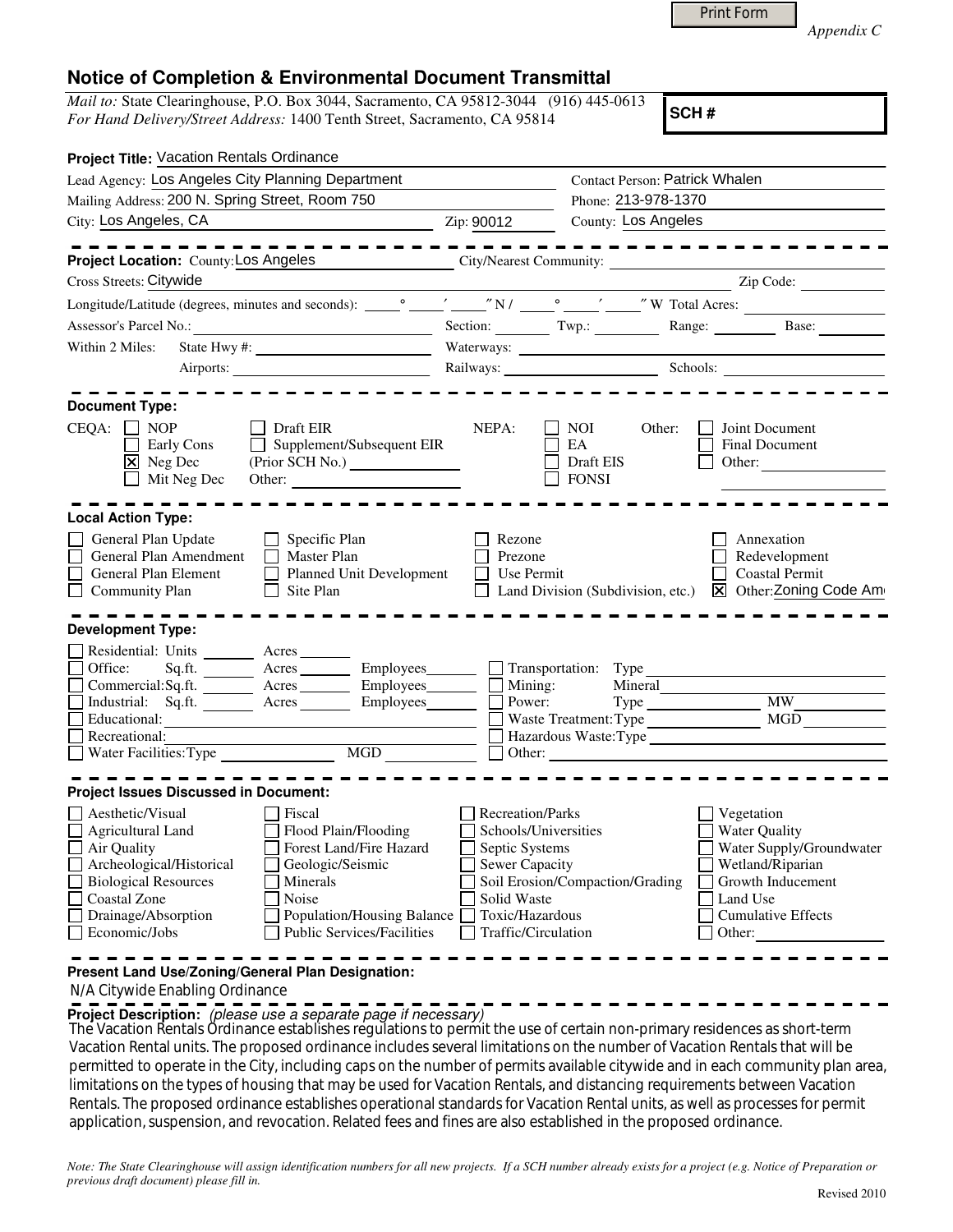Print Form

*Appendix C*

# Notice of Completion & Environmental Document Transmittal

*Mail to:* State Clearinghouse, P.O. Box 3044, Sacramento, CA 95812-3044 (916) 445-0613
*For Hand Delivery/Street Address:* 1400 Tenth Street, Sacramento, CA 95814

**SCH #**

**Project Title:** Vacation Rentals Ordinance

Lead Agency: Los Angeles City Planning Department
Contact Person: Patrick Whalen
Mailing Address: 200 N. Spring Street, Room 750
Phone: 213-978-1370
City: Los Angeles, CA
Zip: 90012
County: Los Angeles

---

**Project Location:** County: Los Angeles
City/Nearest Community:
Cross Streets: Citywide
Zip Code:
Longitude/Latitude (degrees, minutes and seconds): ___° ___′ ___″ N / ___° ___′ ___″ W Total Acres:
Assessor's Parcel No.:
Section: Twp.: Range: Base:
Within 2 Miles: State Hwy #:
Waterways:
Airports:
Railways:
Schools:

---

**Document Type:**

CEQA: ☐ NOP ☐ Early Cons ☒ Neg Dec ☐ Mit Neg Dec ☐ Draft EIR ☐ Supplement/Subsequent EIR (Prior SCH No.) ______ Other: ______

NEPA: ☐ NOI ☐ EA ☐ Draft EIS ☐ FONSI

Other: ☐ Joint Document ☐ Final Document ☐ Other: ______

---

**Local Action Type:**

☐ General Plan Update
☐ General Plan Amendment
☐ General Plan Element
☐ Community Plan
☐ Specific Plan
☐ Master Plan
☐ Planned Unit Development
☐ Site Plan
☐ Rezone
☐ Prezone
☐ Use Permit
☐ Land Division (Subdivision, etc.)
☐ Annexation
☐ Redevelopment
☐ Coastal Permit
☒ Other: Zoning Code Am

---

**Development Type:**

☐ Residential: Units ______ Acres ______
☐ Office: Sq.ft. ______ Acres ______ Employees ______
☐ Commercial: Sq.ft. ______ Acres ______ Employees ______
☐ Industrial: Sq.ft. ______ Acres ______ Employees ______
☐ Educational:
☐ Recreational:
☐ Water Facilities: Type ______ MGD ______
☐ Transportation: Type
☐ Mining: Mineral
☐ Power: Type ______ MW
☐ Waste Treatment: Type ______ MGD
☐ Hazardous Waste: Type
☐ Other:

---

**Project Issues Discussed in Document:**

☐ Aesthetic/Visual
☐ Agricultural Land
☐ Air Quality
☐ Archeological/Historical
☐ Biological Resources
☐ Coastal Zone
☐ Drainage/Absorption
☐ Economic/Jobs
☐ Fiscal
☐ Flood Plain/Flooding
☐ Forest Land/Fire Hazard
☐ Geologic/Seismic
☐ Minerals
☐ Noise
☐ Population/Housing Balance
☐ Public Services/Facilities
☐ Recreation/Parks
☐ Schools/Universities
☐ Septic Systems
☐ Sewer Capacity
☐ Soil Erosion/Compaction/Grading
☐ Solid Waste
☐ Toxic/Hazardous
☐ Traffic/Circulation
☐ Vegetation
☐ Water Quality
☐ Water Supply/Groundwater
☐ Wetland/Riparian
☐ Growth Inducement
☐ Land Use
☐ Cumulative Effects
☐ Other:

---

**Present Land Use/Zoning/General Plan Designation:**

N/A Citywide Enabling Ordinance

**Project Description:** *(please use a separate page if necessary)*

The Vacation Rentals Ordinance establishes regulations to permit the use of certain non-primary residences as short-term Vacation Rental units. The proposed ordinance includes several limitations on the number of Vacation Rentals that will be permitted to operate in the City, including caps on the number of permits available citywide and in each community plan area, limitations on the types of housing that may be used for Vacation Rentals, and distancing requirements between Vacation Rentals. The proposed ordinance establishes operational standards for Vacation Rental units, as well as processes for permit application, suspension, and revocation. Related fees and fines are also established in the proposed ordinance.

*Note: The State Clearinghouse will assign identification numbers for all new projects. If a SCH number already exists for a project (e.g. Notice of Preparation or previous draft document) please fill in.*

Revised 2010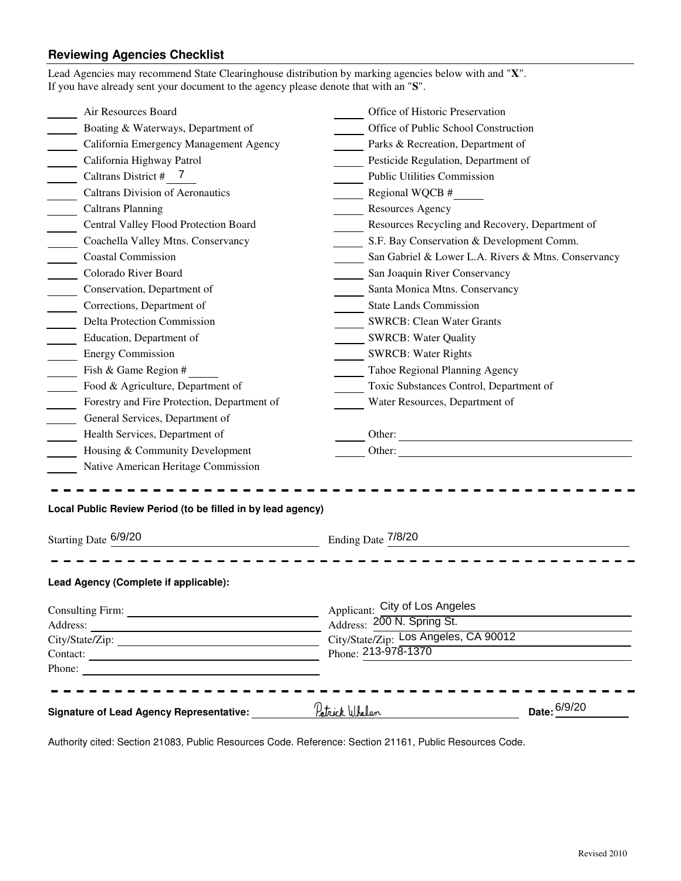## Reviewing Agencies Checklist

Lead Agencies may recommend State Clearinghouse distribution by marking agencies below with and "**X**".
If you have already sent your document to the agency please denote that with an "**S**".

| | | | |
|---|---|---|---|
| ____ | Air Resources Board | ____ | Office of Historic Preservation |
| ____ | Boating & Waterways, Department of | ____ | Office of Public School Construction |
| ____ | California Emergency Management Agency | ____ | Parks & Recreation, Department of |
| ____ | California Highway Patrol | ____ | Pesticide Regulation, Department of |
| ____ | Caltrans District # 7 | ____ | Public Utilities Commission |
| ____ | Caltrans Division of Aeronautics | ____ | Regional WQCB # ____ |
| ____ | Caltrans Planning | ____ | Resources Agency |
| ____ | Central Valley Flood Protection Board | ____ | Resources Recycling and Recovery, Department of |
| ____ | Coachella Valley Mtns. Conservancy | ____ | S.F. Bay Conservation & Development Comm. |
| ____ | Coastal Commission | ____ | San Gabriel & Lower L.A. Rivers & Mtns. Conservancy |
| ____ | Colorado River Board | ____ | San Joaquin River Conservancy |
| ____ | Conservation, Department of | ____ | Santa Monica Mtns. Conservancy |
| ____ | Corrections, Department of | ____ | State Lands Commission |
| ____ | Delta Protection Commission | ____ | SWRCB: Clean Water Grants |
| ____ | Education, Department of | ____ | SWRCB: Water Quality |
| ____ | Energy Commission | ____ | SWRCB: Water Rights |
| ____ | Fish & Game Region # ____ | ____ | Tahoe Regional Planning Agency |
| ____ | Food & Agriculture, Department of | ____ | Toxic Substances Control, Department of |
| ____ | Forestry and Fire Protection, Department of | ____ | Water Resources, Department of |
| ____ | General Services, Department of | | |
| ____ | Health Services, Department of | ____ | Other: ____ |
| ____ | Housing & Community Development | ____ | Other: ____ |
| ____ | Native American Heritage Commission | | |

---

**Local Public Review Period (to be filled in by lead agency)**

Starting Date 6/9/20 Ending Date 7/8/20

---

**Lead Agency (Complete if applicable):**

| | |
|---|---|
| Consulting Firm: | Applicant: City of Los Angeles |
| Address: | Address: 200 N. Spring St. |
| City/State/Zip: | City/State/Zip: Los Angeles, CA 90012 |
| Contact: | Phone: 213-978-1370 |
| Phone: | |

---

**Signature of Lead Agency Representative:** Patrick Whelan **Date:** 6/9/20

Authority cited: Section 21083, Public Resources Code. Reference: Section 21161, Public Resources Code.

Revised 2010